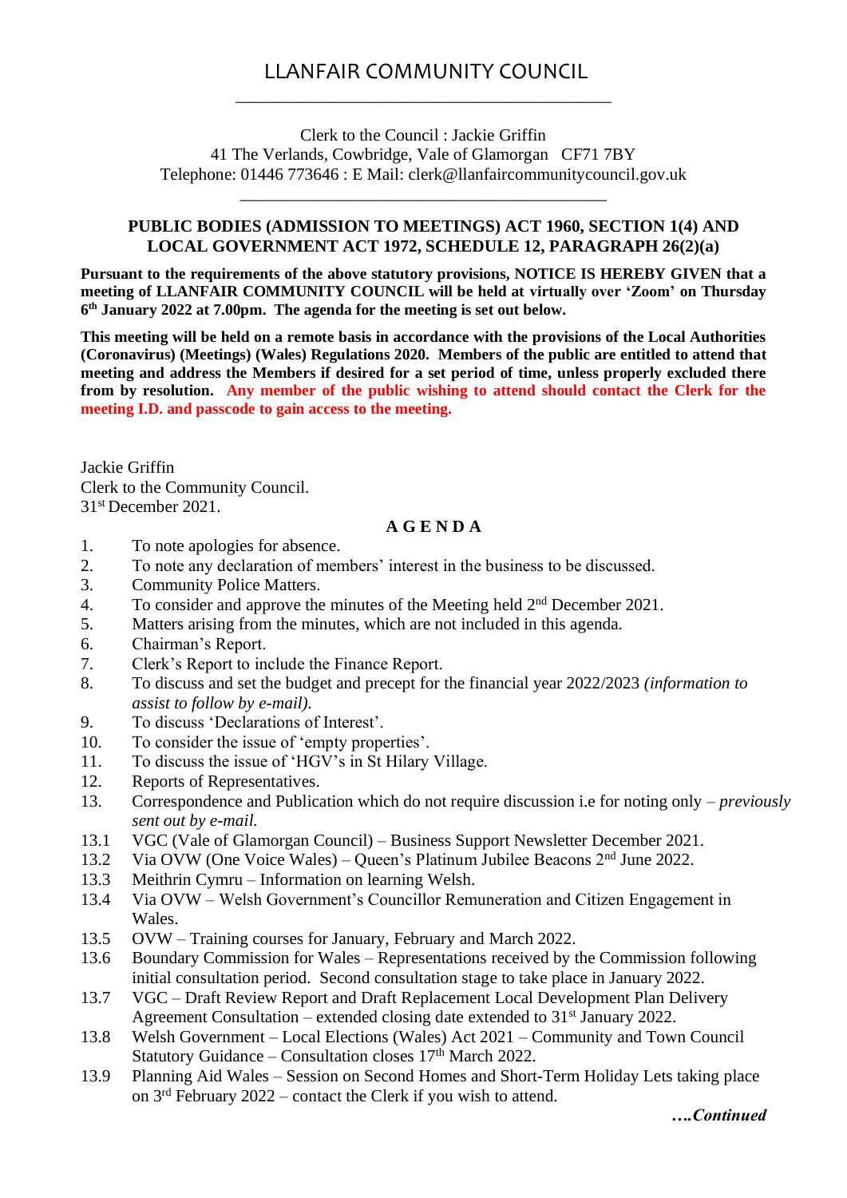# LLANFAIR COMMUNITY COUNCIL

Clerk to the Council : Jackie Griffin
41 The Verlands, Cowbridge, Vale of Glamorgan CF71 7BY
Telephone: 01446 773646 : E Mail: clerk@llanfaircommunitycouncil.gov.uk

---

**PUBLIC BODIES (ADMISSION TO MEETINGS) ACT 1960, SECTION 1(4) AND LOCAL GOVERNMENT ACT 1972, SCHEDULE 12, PARAGRAPH 26(2)(a)**

**Pursuant to the requirements of the above statutory provisions, NOTICE IS HEREBY GIVEN that a meeting of LLANFAIR COMMUNITY COUNCIL will be held at virtually over 'Zoom' on Thursday 6th January 2022 at 7.00pm. The agenda for the meeting is set out below.**

**This meeting will be held on a remote basis in accordance with the provisions of the Local Authorities (Coronavirus) (Meetings) (Wales) Regulations 2020. Members of the public are entitled to attend that meeting and address the Members if desired for a set period of time, unless properly excluded there from by resolution. Any member of the public wishing to attend should contact the Clerk for the meeting I.D. and passcode to gain access to the meeting.**

Jackie Griffin
Clerk to the Community Council.
31st December 2021.

**A G E N D A**

1. To note apologies for absence.
2. To note any declaration of members' interest in the business to be discussed.
3. Community Police Matters.
4. To consider and approve the minutes of the Meeting held 2nd December 2021.
5. Matters arising from the minutes, which are not included in this agenda.
6. Chairman's Report.
7. Clerk's Report to include the Finance Report.
8. To discuss and set the budget and precept for the financial year 2022/2023 *(information to assist to follow by e-mail).*
9. To discuss 'Declarations of Interest'.
10. To consider the issue of 'empty properties'.
11. To discuss the issue of 'HGV's in St Hilary Village.
12. Reports of Representatives.
13. Correspondence and Publication which do not require discussion i.e for noting only – *previously sent out by e-mail.*

13.1 VGC (Vale of Glamorgan Council) – Business Support Newsletter December 2021.
13.2 Via OVW (One Voice Wales) – Queen's Platinum Jubilee Beacons 2nd June 2022.
13.3 Meithrin Cymru – Information on learning Welsh.
13.4 Via OVW – Welsh Government's Councillor Remuneration and Citizen Engagement in Wales.
13.5 OVW – Training courses for January, February and March 2022.
13.6 Boundary Commission for Wales – Representations received by the Commission following initial consultation period. Second consultation stage to take place in January 2022.
13.7 VGC – Draft Review Report and Draft Replacement Local Development Plan Delivery Agreement Consultation – extended closing date extended to 31st January 2022.
13.8 Welsh Government – Local Elections (Wales) Act 2021 – Community and Town Council Statutory Guidance – Consultation closes 17th March 2022.
13.9 Planning Aid Wales – Session on Second Homes and Short-Term Holiday Lets taking place on 3rd February 2022 – contact the Clerk if you wish to attend.

***….Continued***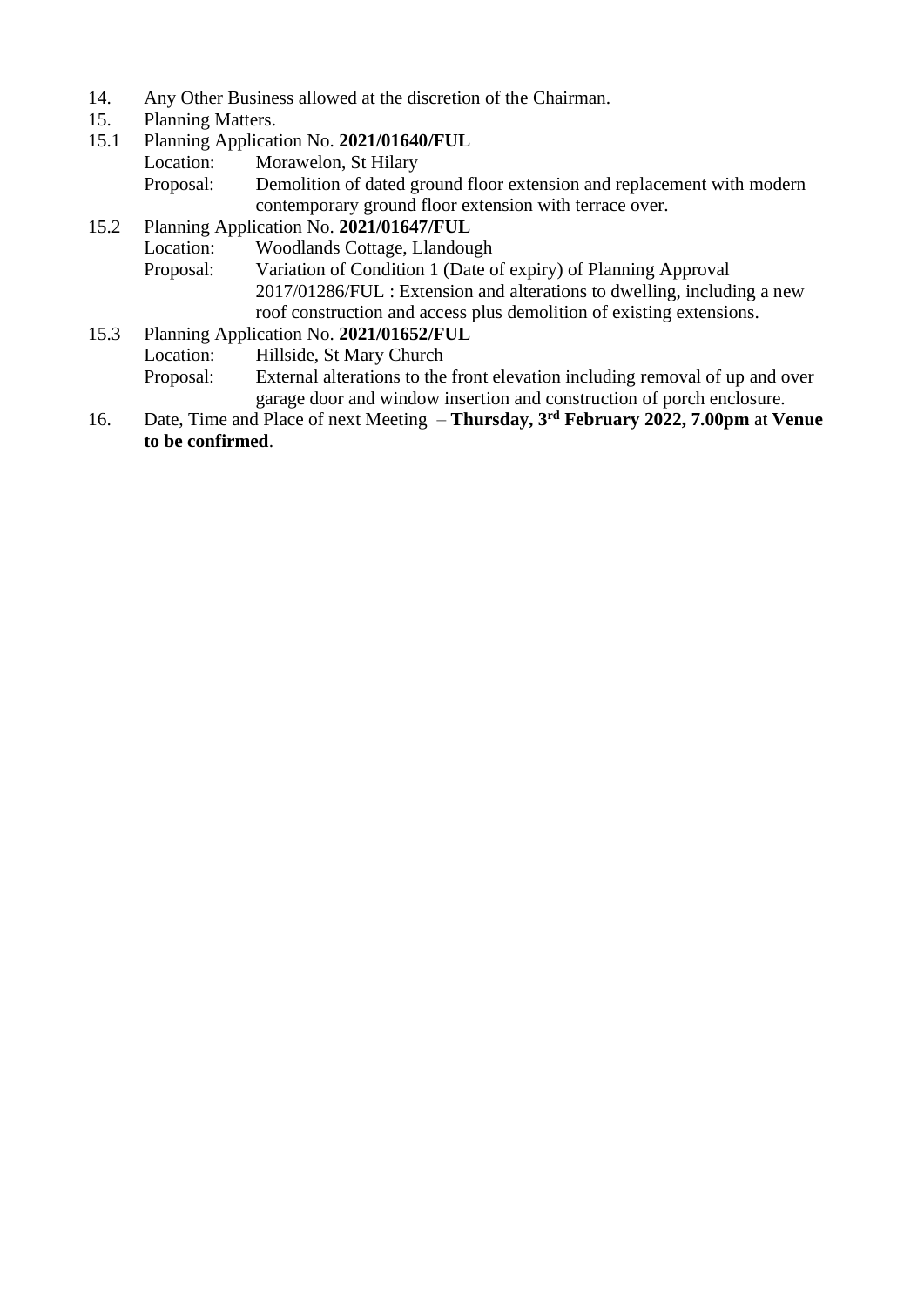14. Any Other Business allowed at the discretion of the Chairman.

15. Planning Matters.

15.1 Planning Application No. **2021/01640/FUL**

Location: Morawelon, St Hilary

Proposal: Demolition of dated ground floor extension and replacement with modern contemporary ground floor extension with terrace over.

15.2 Planning Application No. **2021/01647/FUL**

Location: Woodlands Cottage, Llandough

Proposal: Variation of Condition 1 (Date of expiry) of Planning Approval 2017/01286/FUL : Extension and alterations to dwelling, including a new roof construction and access plus demolition of existing extensions.

15.3 Planning Application No. **2021/01652/FUL**

Location: Hillside, St Mary Church

Proposal: External alterations to the front elevation including removal of up and over garage door and window insertion and construction of porch enclosure.

16. Date, Time and Place of next Meeting – **Thursday, 3rd February 2022, 7.00pm** at **Venue to be confirmed**.